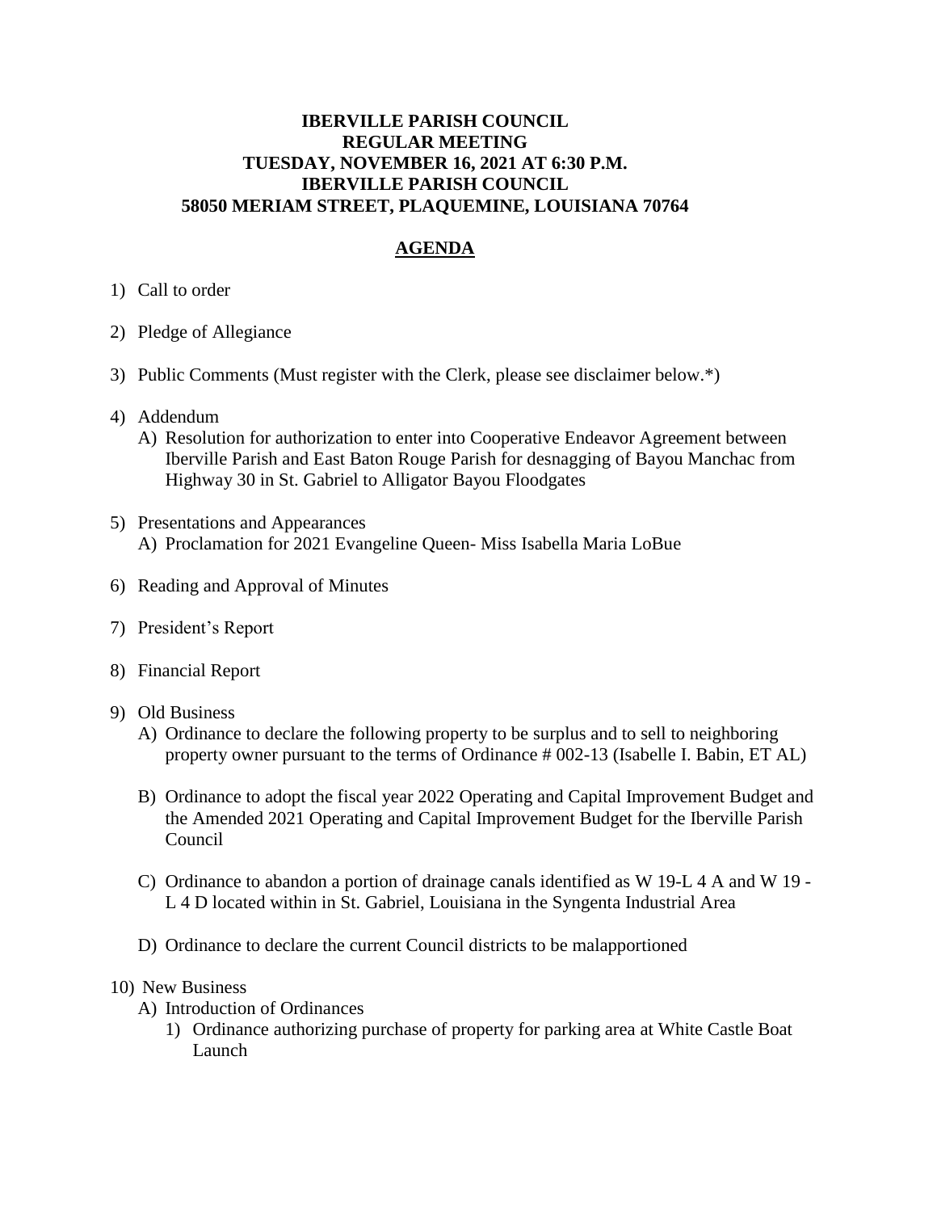**IBERVILLE PARISH COUNCIL**
**REGULAR MEETING**
**TUESDAY, NOVEMBER 16, 2021 AT 6:30 P.M.**
**IBERVILLE PARISH COUNCIL**
**58050 MERIAM STREET, PLAQUEMINE, LOUISIANA 70764**

## AGENDA

1) Call to order

2) Pledge of Allegiance

3) Public Comments (Must register with the Clerk, please see disclaimer below.*)

4) Addendum
   A) Resolution for authorization to enter into Cooperative Endeavor Agreement between Iberville Parish and East Baton Rouge Parish for desnagging of Bayou Manchac from Highway 30 in St. Gabriel to Alligator Bayou Floodgates

5) Presentations and Appearances
   A) Proclamation for 2021 Evangeline Queen- Miss Isabella Maria LoBue

6) Reading and Approval of Minutes

7) President's Report

8) Financial Report

9) Old Business
   A) Ordinance to declare the following property to be surplus and to sell to neighboring property owner pursuant to the terms of Ordinance # 002-13 (Isabelle I. Babin, ET AL)

   B) Ordinance to adopt the fiscal year 2022 Operating and Capital Improvement Budget and the Amended 2021 Operating and Capital Improvement Budget for the Iberville Parish Council

   C) Ordinance to abandon a portion of drainage canals identified as W 19-L 4 A and W 19 - L 4 D located within in St. Gabriel, Louisiana in the Syngenta Industrial Area

   D) Ordinance to declare the current Council districts to be malapportioned

10) New Business
   A) Introduction of Ordinances
      1) Ordinance authorizing purchase of property for parking area at White Castle Boat Launch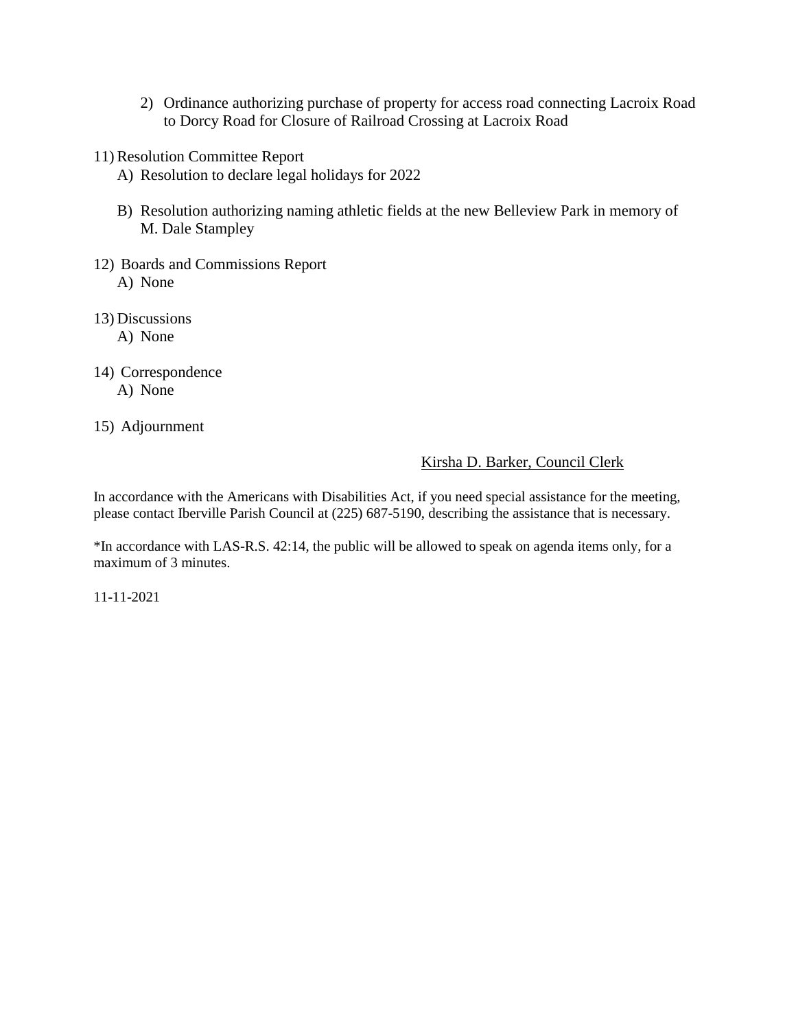2) Ordinance authorizing purchase of property for access road connecting Lacroix Road to Dorcy Road for Closure of Railroad Crossing at Lacroix Road

11) Resolution Committee Report

   A) Resolution to declare legal holidays for 2022

   B) Resolution authorizing naming athletic fields at the new Belleview Park in memory of M. Dale Stampley

12) Boards and Commissions Report

   A) None

13) Discussions

   A) None

14) Correspondence

   A) None

15) Adjournment

Kirsha D. Barker, Council Clerk

In accordance with the Americans with Disabilities Act, if you need special assistance for the meeting, please contact Iberville Parish Council at (225) 687-5190, describing the assistance that is necessary.

*In accordance with LAS-R.S. 42:14, the public will be allowed to speak on agenda items only, for a maximum of 3 minutes.

11-11-2021